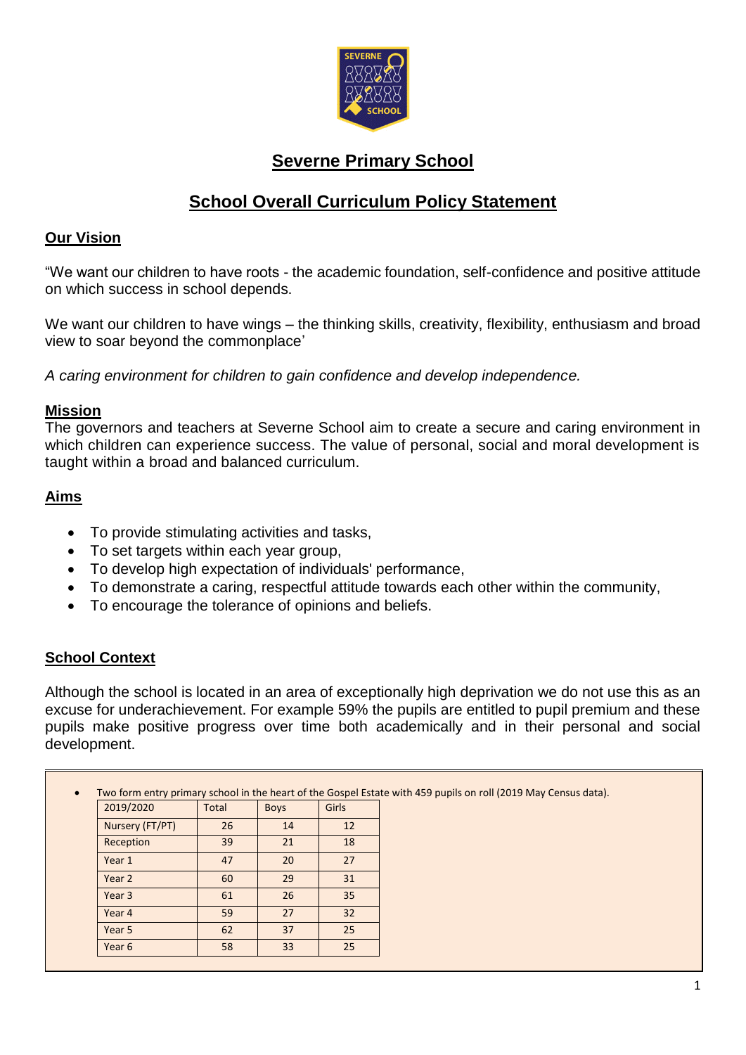# Severne Primary School

## School Overall Curriculum Policy Statement

### Our Vision

"We want our children to have roots - the academic foundation, self-confidence and positive attitude on which success in school depends.

We want our children to have wings – the thinking skills, creativity, flexibility, enthusiasm and broad view to soar beyond the commonplace'

*A caring environment for children to gain confidence and develop independence.*

### Mission

The governors and teachers at Severne School aim to create a secure and caring environment in which children can experience success. The value of personal, social and moral development is taught within a broad and balanced curriculum.

### Aims

- To provide stimulating activities and tasks,
- To set targets within each year group,
- To develop high expectation of individuals' performance,
- To demonstrate a caring, respectful attitude towards each other within the community,
- To encourage the tolerance of opinions and beliefs.

### School Context

Although the school is located in an area of exceptionally high deprivation we do not use this as an excuse for underachievement. For example 59% the pupils are entitled to pupil premium and these pupils make positive progress over time both academically and in their personal and social development.

- Two form entry primary school in the heart of the Gospel Estate with 459 pupils on roll (2019 May Census data).

| 2019/2020 | Total | Boys | Girls |
|---|---|---|---|
| Nursery (FT/PT) | 26 | 14 | 12 |
| Reception | 39 | 21 | 18 |
| Year 1 | 47 | 20 | 27 |
| Year 2 | 60 | 29 | 31 |
| Year 3 | 61 | 26 | 35 |
| Year 4 | 59 | 27 | 32 |
| Year 5 | 62 | 37 | 25 |
| Year 6 | 58 | 33 | 25 |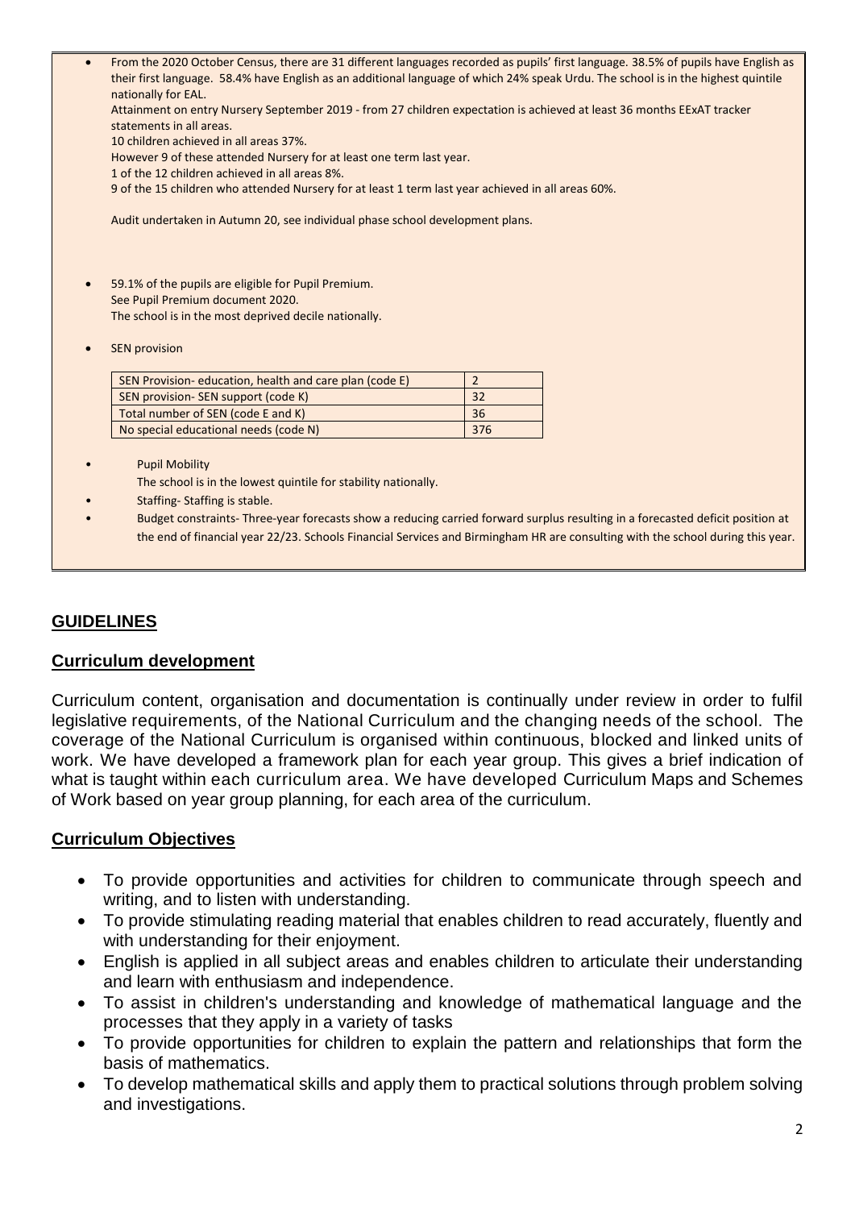- From the 2020 October Census, there are 31 different languages recorded as pupils' first language. 38.5% of pupils have English as their first language. 58.4% have English as an additional language of which 24% speak Urdu. The school is in the highest quintile nationally for EAL.

  Attainment on entry Nursery September 2019 - from 27 children expectation is achieved at least 36 months EExAT tracker statements in all areas.

  10 children achieved in all areas 37%.

  However 9 of these attended Nursery for at least one term last year.

  1 of the 12 children achieved in all areas 8%.

  9 of the 15 children who attended Nursery for at least 1 term last year achieved in all areas 60%.

  Audit undertaken in Autumn 20, see individual phase school development plans.

- 59.1% of the pupils are eligible for Pupil Premium.
  See Pupil Premium document 2020.
  The school is in the most deprived decile nationally.

- SEN provision

| SEN Provision- education, health and care plan (code E) | 2 |
|---|---|
| SEN provision- SEN support (code K) | 32 |
| Total number of SEN (code E and K) | 36 |
| No special educational needs (code N) | 376 |

- Pupil Mobility
  The school is in the lowest quintile for stability nationally.
- Staffing- Staffing is stable.
- Budget constraints- Three-year forecasts show a reducing carried forward surplus resulting in a forecasted deficit position at the end of financial year 22/23. Schools Financial Services and Birmingham HR are consulting with the school during this year.

## GUIDELINES

### Curriculum development

Curriculum content, organisation and documentation is continually under review in order to fulfil legislative requirements, of the National Curriculum and the changing needs of the school. The coverage of the National Curriculum is organised within continuous, blocked and linked units of work. We have developed a framework plan for each year group. This gives a brief indication of what is taught within each curriculum area. We have developed Curriculum Maps and Schemes of Work based on year group planning, for each area of the curriculum.

### Curriculum Objectives

- To provide opportunities and activities for children to communicate through speech and writing, and to listen with understanding.
- To provide stimulating reading material that enables children to read accurately, fluently and with understanding for their enjoyment.
- English is applied in all subject areas and enables children to articulate their understanding and learn with enthusiasm and independence.
- To assist in children's understanding and knowledge of mathematical language and the processes that they apply in a variety of tasks
- To provide opportunities for children to explain the pattern and relationships that form the basis of mathematics.
- To develop mathematical skills and apply them to practical solutions through problem solving and investigations.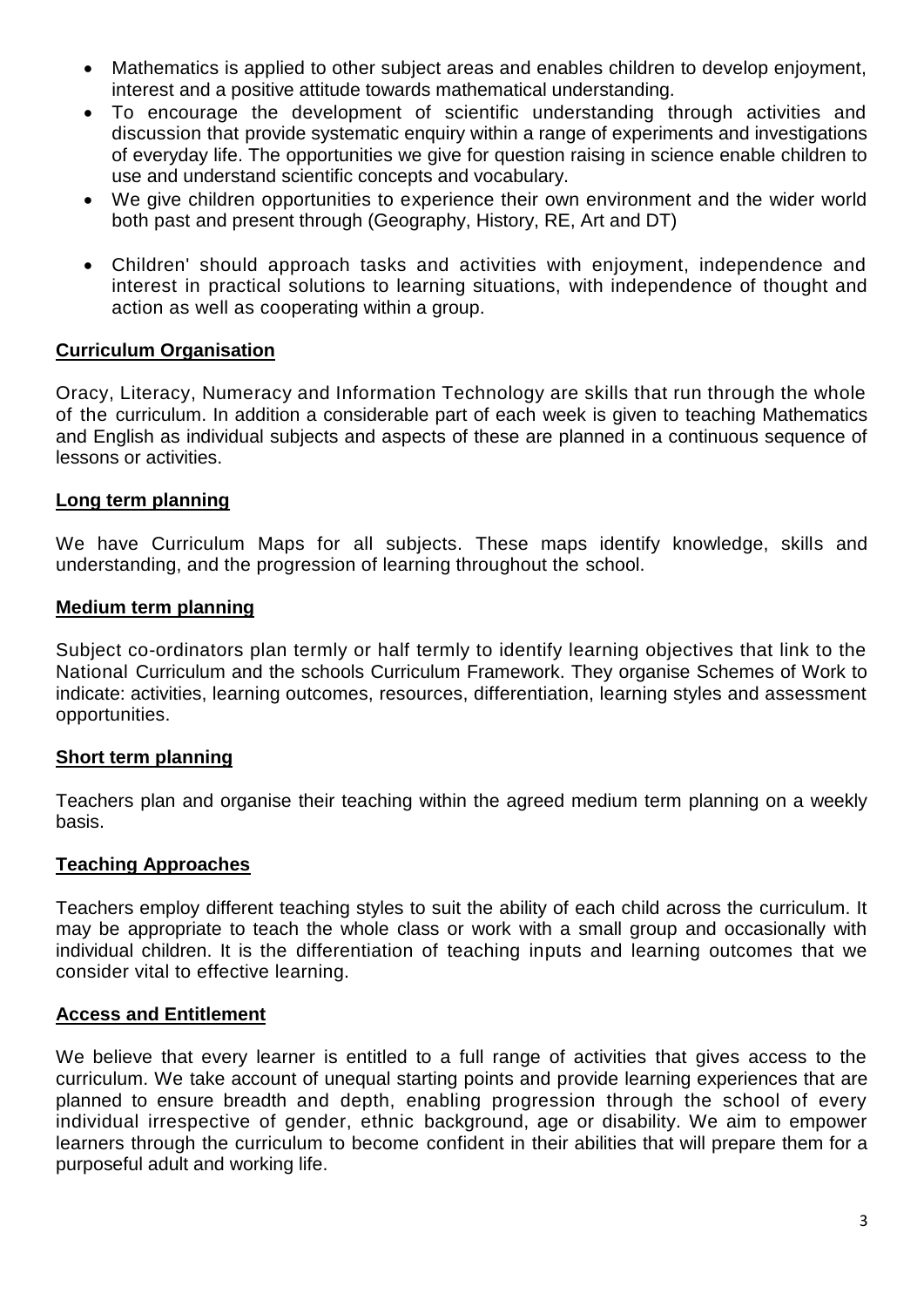- Mathematics is applied to other subject areas and enables children to develop enjoyment, interest and a positive attitude towards mathematical understanding.
- To encourage the development of scientific understanding through activities and discussion that provide systematic enquiry within a range of experiments and investigations of everyday life. The opportunities we give for question raising in science enable children to use and understand scientific concepts and vocabulary.
- We give children opportunities to experience their own environment and the wider world both past and present through (Geography, History, RE, Art and DT)
- Children' should approach tasks and activities with enjoyment, independence and interest in practical solutions to learning situations, with independence of thought and action as well as cooperating within a group.

## Curriculum Organisation

Oracy, Literacy, Numeracy and Information Technology are skills that run through the whole of the curriculum. In addition a considerable part of each week is given to teaching Mathematics and English as individual subjects and aspects of these are planned in a continuous sequence of lessons or activities.

## Long term planning

We have Curriculum Maps for all subjects. These maps identify knowledge, skills and understanding, and the progression of learning throughout the school.

## Medium term planning

Subject co-ordinators plan termly or half termly to identify learning objectives that link to the National Curriculum and the schools Curriculum Framework. They organise Schemes of Work to indicate: activities, learning outcomes, resources, differentiation, learning styles and assessment opportunities.

## Short term planning

Teachers plan and organise their teaching within the agreed medium term planning on a weekly basis.

## Teaching Approaches

Teachers employ different teaching styles to suit the ability of each child across the curriculum. It may be appropriate to teach the whole class or work with a small group and occasionally with individual children. It is the differentiation of teaching inputs and learning outcomes that we consider vital to effective learning.

## Access and Entitlement

We believe that every learner is entitled to a full range of activities that gives access to the curriculum. We take account of unequal starting points and provide learning experiences that are planned to ensure breadth and depth, enabling progression through the school of every individual irrespective of gender, ethnic background, age or disability. We aim to empower learners through the curriculum to become confident in their abilities that will prepare them for a purposeful adult and working life.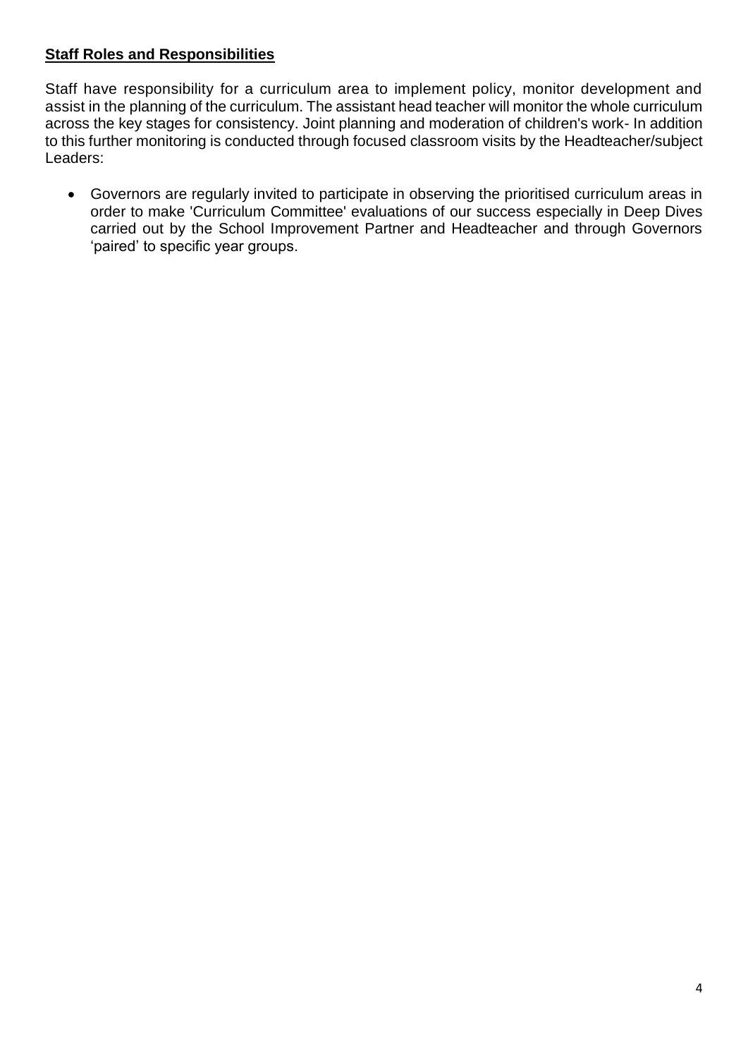**Staff Roles and Responsibilities**

Staff have responsibility for a curriculum area to implement policy, monitor development and assist in the planning of the curriculum. The assistant head teacher will monitor the whole curriculum across the key stages for consistency. Joint planning and moderation of children's work- In addition to this further monitoring is conducted through focused classroom visits by the Headteacher/subject Leaders:

- Governors are regularly invited to participate in observing the prioritised curriculum areas in order to make 'Curriculum Committee' evaluations of our success especially in Deep Dives carried out by the School Improvement Partner and Headteacher and through Governors 'paired' to specific year groups.